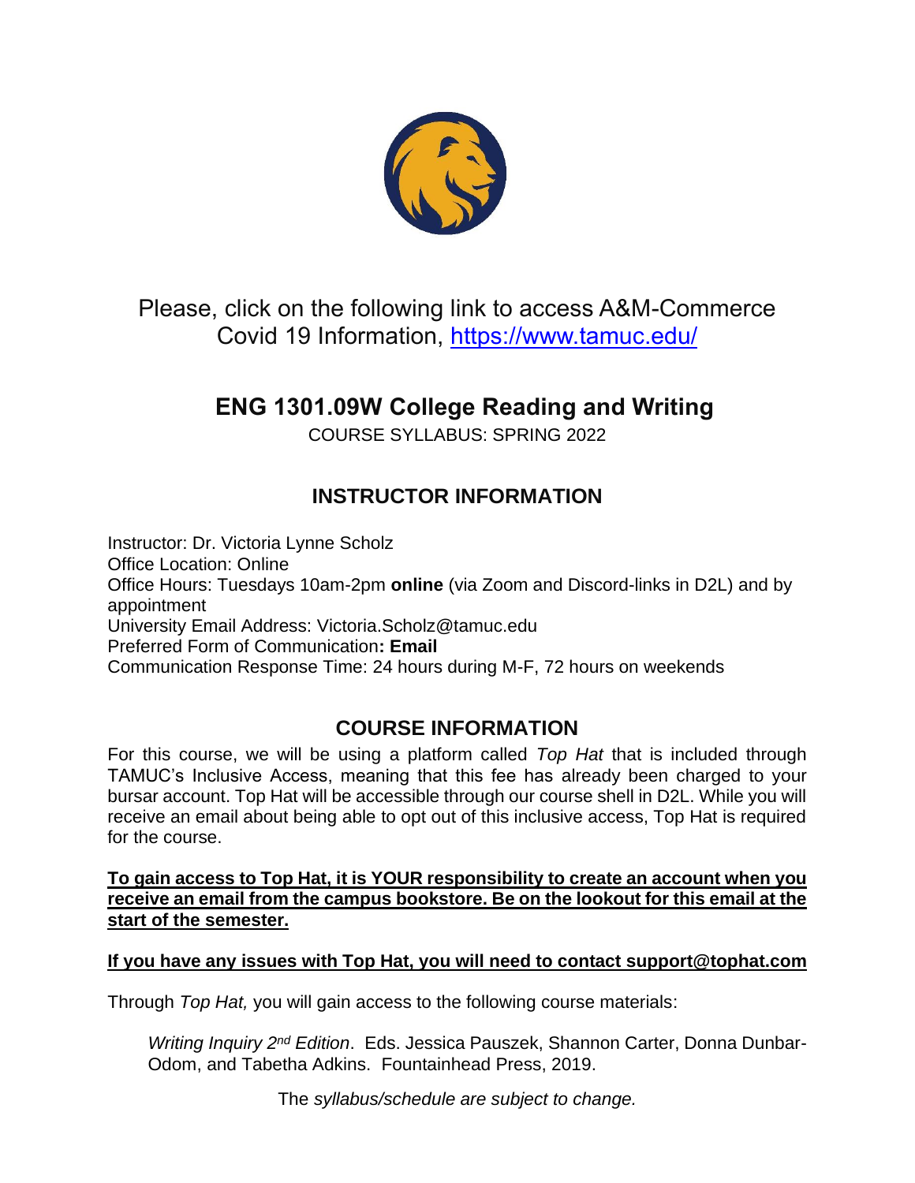Please, click on the following link to access A&M-Commerce Covid 19 Information, https://www.tamuc.edu/

# ENG 1301.09W College Reading and Writing

COURSE SYLLABUS: SPRING 2022

## INSTRUCTOR INFORMATION

Instructor: Dr. Victoria Lynne Scholz
Office Location: Online
Office Hours: Tuesdays 10am-2pm **online** (via Zoom and Discord-links in D2L) and by appointment
University Email Address: Victoria.Scholz@tamuc.edu
Preferred Form of Communication**: Email**
Communication Response Time: 24 hours during M-F, 72 hours on weekends

## COURSE INFORMATION

For this course, we will be using a platform called *Top Hat* that is included through TAMUC's Inclusive Access, meaning that this fee has already been charged to your bursar account. Top Hat will be accessible through our course shell in D2L. While you will receive an email about being able to opt out of this inclusive access, Top Hat is required for the course.

**To gain access to Top Hat, it is YOUR responsibility to create an account when you receive an email from the campus bookstore. Be on the lookout for this email at the start of the semester.**

**If you have any issues with Top Hat, you will need to contact support@tophat.com**

Through *Top Hat,* you will gain access to the following course materials:

> *Writing Inquiry 2nd Edition*. Eds. Jessica Pauszek, Shannon Carter, Donna Dunbar-Odom, and Tabetha Adkins. Fountainhead Press, 2019.

The *syllabus/schedule are subject to change.*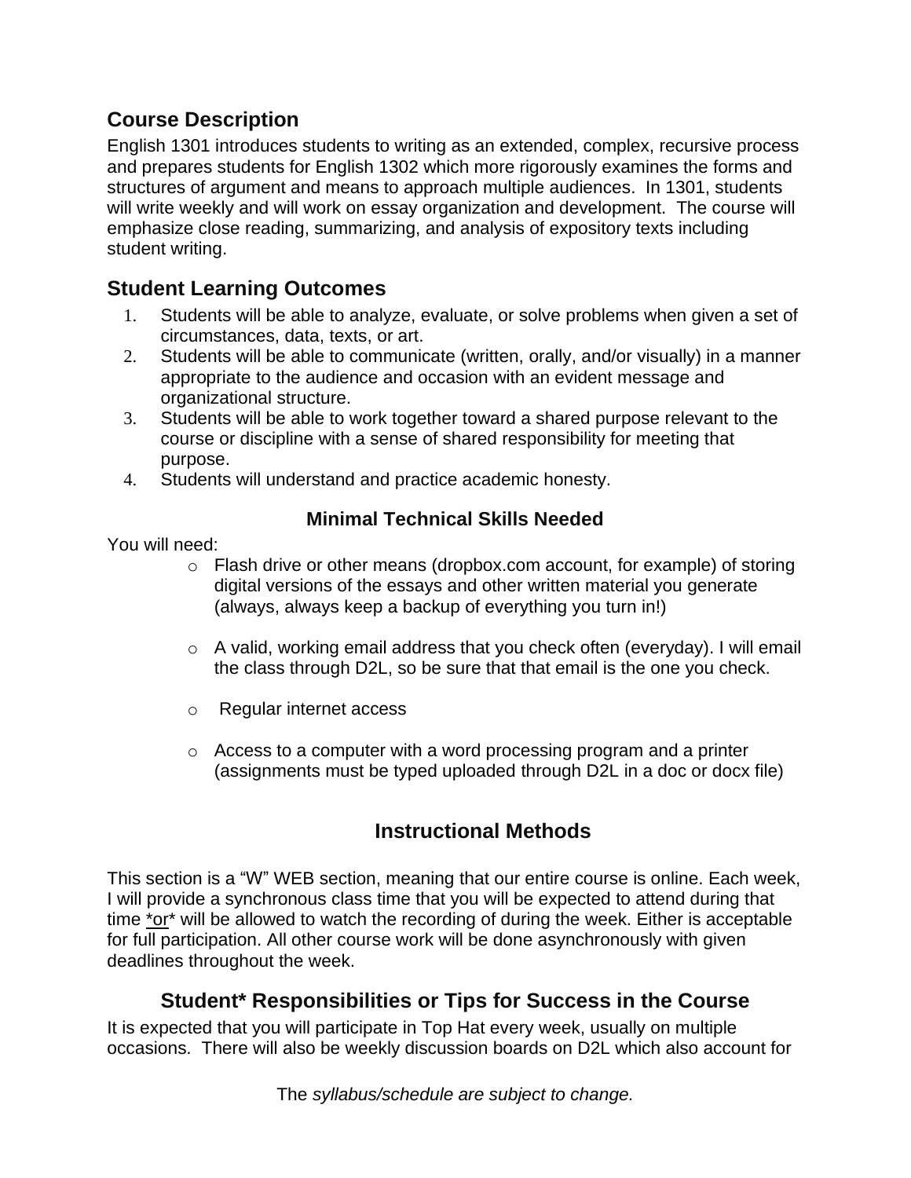## Course Description

English 1301 introduces students to writing as an extended, complex, recursive process and prepares students for English 1302 which more rigorously examines the forms and structures of argument and means to approach multiple audiences. In 1301, students will write weekly and will work on essay organization and development. The course will emphasize close reading, summarizing, and analysis of expository texts including student writing.

## Student Learning Outcomes

1. Students will be able to analyze, evaluate, or solve problems when given a set of circumstances, data, texts, or art.
2. Students will be able to communicate (written, orally, and/or visually) in a manner appropriate to the audience and occasion with an evident message and organizational structure.
3. Students will be able to work together toward a shared purpose relevant to the course or discipline with a sense of shared responsibility for meeting that purpose.
4. Students will understand and practice academic honesty.

### Minimal Technical Skills Needed

You will need:

- Flash drive or other means (dropbox.com account, for example) of storing digital versions of the essays and other written material you generate (always, always keep a backup of everything you turn in!)
- A valid, working email address that you check often (everyday). I will email the class through D2L, so be sure that that email is the one you check.
- Regular internet access
- Access to a computer with a word processing program and a printer (assignments must be typed uploaded through D2L in a doc or docx file)

## Instructional Methods

This section is a "W" WEB section, meaning that our entire course is online. Each week, I will provide a synchronous class time that you will be expected to attend during that time *or* will be allowed to watch the recording of during the week. Either is acceptable for full participation. All other course work will be done asynchronously with given deadlines throughout the week.

## Student* Responsibilities or Tips for Success in the Course

It is expected that you will participate in Top Hat every week, usually on multiple occasions. There will also be weekly discussion boards on D2L which also account for

The *syllabus/schedule are subject to change.*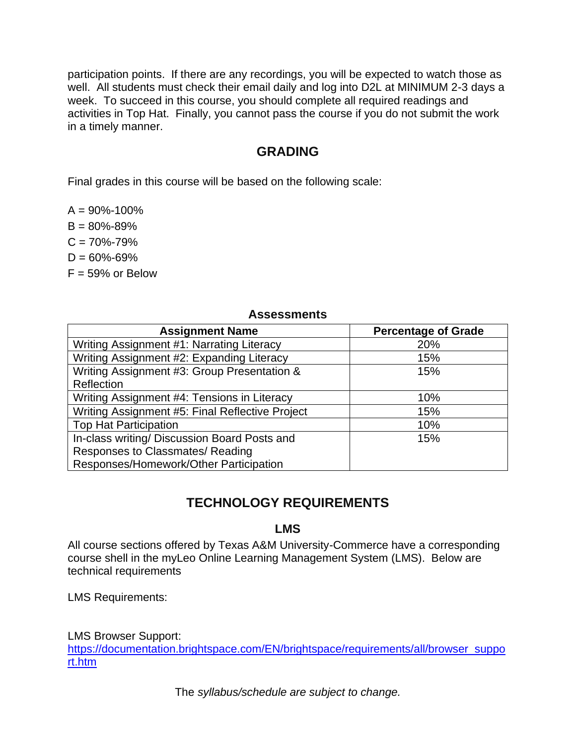participation points. If there are any recordings, you will be expected to watch those as well. All students must check their email daily and log into D2L at MINIMUM 2-3 days a week. To succeed in this course, you should complete all required readings and activities in Top Hat. Finally, you cannot pass the course if you do not submit the work in a timely manner.

## GRADING

Final grades in this course will be based on the following scale:

A = 90%-100%
B = 80%-89%
C = 70%-79%
D = 60%-69%
F = 59% or Below

**Assessments**

| Assignment Name | Percentage of Grade |
|---|---|
| Writing Assignment #1: Narrating Literacy | 20% |
| Writing Assignment #2: Expanding Literacy | 15% |
| Writing Assignment #3: Group Presentation & Reflection | 15% |
| Writing Assignment #4: Tensions in Literacy | 10% |
| Writing Assignment #5: Final Reflective Project | 15% |
| Top Hat Participation | 10% |
| In-class writing/ Discussion Board Posts and Responses to Classmates/ Reading Responses/Homework/Other Participation | 15% |

## TECHNOLOGY REQUIREMENTS

### LMS

All course sections offered by Texas A&M University-Commerce have a corresponding course shell in the myLeo Online Learning Management System (LMS). Below are technical requirements

LMS Requirements:

LMS Browser Support:
https://documentation.brightspace.com/EN/brightspace/requirements/all/browser_support.htm

The *syllabus/schedule are subject to change.*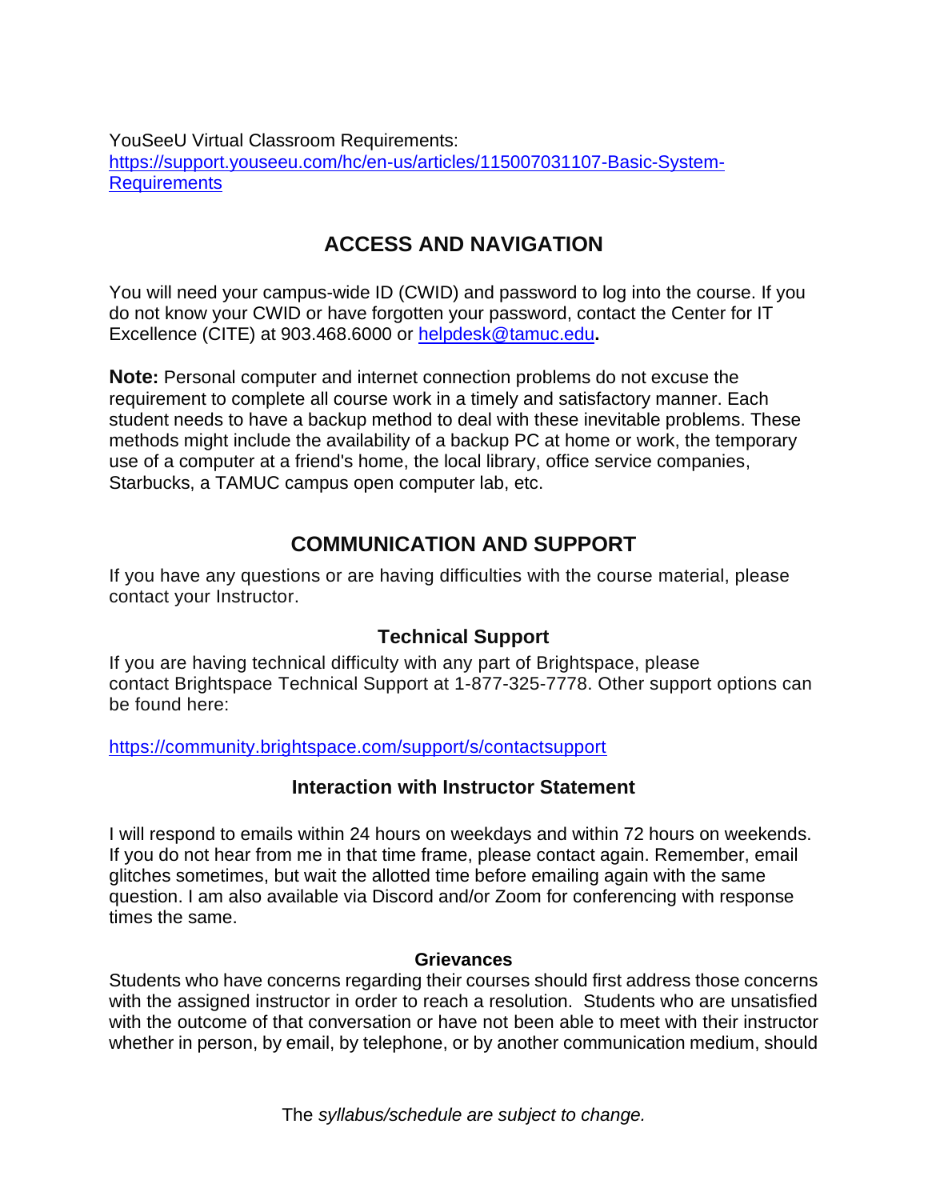YouSeeU Virtual Classroom Requirements:
[https://support.youseeu.com/hc/en-us/articles/115007031107-Basic-System-Requirements](https://support.youseeu.com/hc/en-us/articles/115007031107-Basic-System-Requirements)

## ACCESS AND NAVIGATION

You will need your campus-wide ID (CWID) and password to log into the course. If you do not know your CWID or have forgotten your password, contact the Center for IT Excellence (CITE) at 903.468.6000 or [helpdesk@tamuc.edu](mailto:helpdesk@tamuc.edu)**.**

**Note:** Personal computer and internet connection problems do not excuse the requirement to complete all course work in a timely and satisfactory manner. Each student needs to have a backup method to deal with these inevitable problems. These methods might include the availability of a backup PC at home or work, the temporary use of a computer at a friend's home, the local library, office service companies, Starbucks, a TAMUC campus open computer lab, etc.

## COMMUNICATION AND SUPPORT

If you have any questions or are having difficulties with the course material, please contact your Instructor.

### Technical Support

If you are having technical difficulty with any part of Brightspace, please contact Brightspace Technical Support at 1-877-325-7778. Other support options can be found here:

[https://community.brightspace.com/support/s/contactsupport](https://community.brightspace.com/support/s/contactsupport)

### Interaction with Instructor Statement

I will respond to emails within 24 hours on weekdays and within 72 hours on weekends. If you do not hear from me in that time frame, please contact again. Remember, email glitches sometimes, but wait the allotted time before emailing again with the same question. I am also available via Discord and/or Zoom for conferencing with response times the same.

#### Grievances

Students who have concerns regarding their courses should first address those concerns with the assigned instructor in order to reach a resolution. Students who are unsatisfied with the outcome of that conversation or have not been able to meet with their instructor whether in person, by email, by telephone, or by another communication medium, should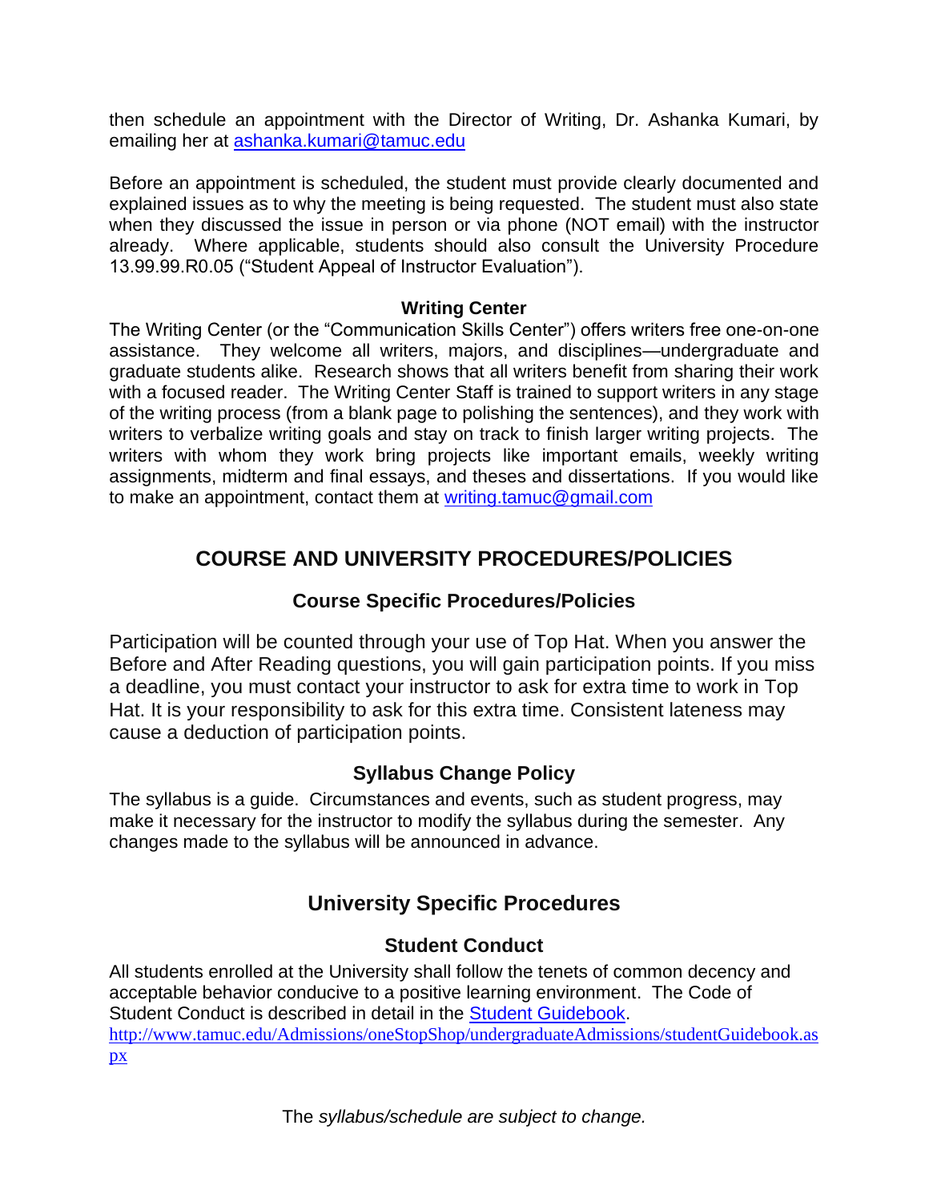then schedule an appointment with the Director of Writing, Dr. Ashanka Kumari, by emailing her at [ashanka.kumari@tamuc.edu](mailto:ashanka.kumari@tamuc.edu)

Before an appointment is scheduled, the student must provide clearly documented and explained issues as to why the meeting is being requested. The student must also state when they discussed the issue in person or via phone (NOT email) with the instructor already. Where applicable, students should also consult the University Procedure 13.99.99.R0.05 ("Student Appeal of Instructor Evaluation").

**Writing Center**

The Writing Center (or the "Communication Skills Center") offers writers free one-on-one assistance. They welcome all writers, majors, and disciplines—undergraduate and graduate students alike. Research shows that all writers benefit from sharing their work with a focused reader. The Writing Center Staff is trained to support writers in any stage of the writing process (from a blank page to polishing the sentences), and they work with writers to verbalize writing goals and stay on track to finish larger writing projects. The writers with whom they work bring projects like important emails, weekly writing assignments, midterm and final essays, and theses and dissertations. If you would like to make an appointment, contact them at [writing.tamuc@gmail.com](mailto:writing.tamuc@gmail.com)

## COURSE AND UNIVERSITY PROCEDURES/POLICIES

### Course Specific Procedures/Policies

Participation will be counted through your use of Top Hat. When you answer the Before and After Reading questions, you will gain participation points. If you miss a deadline, you must contact your instructor to ask for extra time to work in Top Hat. It is your responsibility to ask for this extra time. Consistent lateness may cause a deduction of participation points.

### Syllabus Change Policy

The syllabus is a guide. Circumstances and events, such as student progress, may make it necessary for the instructor to modify the syllabus during the semester. Any changes made to the syllabus will be announced in advance.

## University Specific Procedures

### Student Conduct

All students enrolled at the University shall follow the tenets of common decency and acceptable behavior conducive to a positive learning environment. The Code of Student Conduct is described in detail in the [Student Guidebook](http://www.tamuc.edu/Admissions/oneStopShop/undergraduateAdmissions/studentGuidebook.aspx).
[http://www.tamuc.edu/Admissions/oneStopShop/undergraduateAdmissions/studentGuidebook.aspx](http://www.tamuc.edu/Admissions/oneStopShop/undergraduateAdmissions/studentGuidebook.aspx)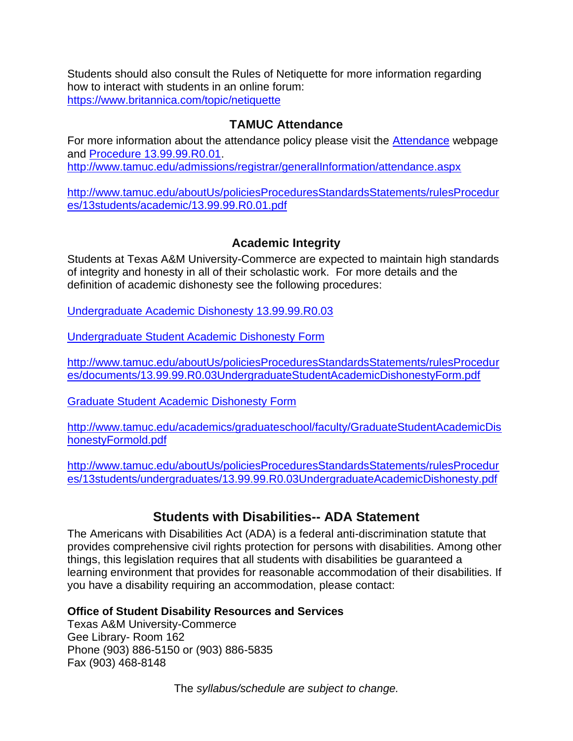Students should also consult the Rules of Netiquette for more information regarding how to interact with students in an online forum: [https://www.britannica.com/topic/netiquette](https://www.britannica.com/topic/netiquette)

## TAMUC Attendance

For more information about the attendance policy please visit the [Attendance](http://www.tamuc.edu/admissions/registrar/generalInformation/attendance.aspx) webpage and [Procedure 13.99.99.R0.01](http://www.tamuc.edu/aboutUs/policiesProceduresStandardsStatements/rulesProcedures/13students/academic/13.99.99.R0.01.pdf).
[http://www.tamuc.edu/admissions/registrar/generalInformation/attendance.aspx](http://www.tamuc.edu/admissions/registrar/generalInformation/attendance.aspx)

[http://www.tamuc.edu/aboutUs/policiesProceduresStandardsStatements/rulesProcedures/13students/academic/13.99.99.R0.01.pdf](http://www.tamuc.edu/aboutUs/policiesProceduresStandardsStatements/rulesProcedures/13students/academic/13.99.99.R0.01.pdf)

## Academic Integrity

Students at Texas A&M University-Commerce are expected to maintain high standards of integrity and honesty in all of their scholastic work. For more details and the definition of academic dishonesty see the following procedures:

[Undergraduate Academic Dishonesty 13.99.99.R0.03](http://www.tamuc.edu/aboutUs/policiesProceduresStandardsStatements/rulesProcedures/13students/undergraduates/13.99.99.R0.03UndergraduateAcademicDishonesty.pdf)

[Undergraduate Student Academic Dishonesty Form](http://www.tamuc.edu/aboutUs/policiesProceduresStandardsStatements/rulesProcedures/documents/13.99.99.R0.03UndergraduateStudentAcademicDishonestyForm.pdf)

[http://www.tamuc.edu/aboutUs/policiesProceduresStandardsStatements/rulesProcedures/documents/13.99.99.R0.03UndergraduateStudentAcademicDishonestyForm.pdf](http://www.tamuc.edu/aboutUs/policiesProceduresStandardsStatements/rulesProcedures/documents/13.99.99.R0.03UndergraduateStudentAcademicDishonestyForm.pdf)

[Graduate Student Academic Dishonesty Form](http://www.tamuc.edu/academics/graduateschool/faculty/GraduateStudentAcademicDishonestyFormold.pdf)

[http://www.tamuc.edu/academics/graduateschool/faculty/GraduateStudentAcademicDishonestyFormold.pdf](http://www.tamuc.edu/academics/graduateschool/faculty/GraduateStudentAcademicDishonestyFormold.pdf)

[http://www.tamuc.edu/aboutUs/policiesProceduresStandardsStatements/rulesProcedures/13students/undergraduates/13.99.99.R0.03UndergraduateAcademicDishonesty.pdf](http://www.tamuc.edu/aboutUs/policiesProceduresStandardsStatements/rulesProcedures/13students/undergraduates/13.99.99.R0.03UndergraduateAcademicDishonesty.pdf)

## Students with Disabilities-- ADA Statement

The Americans with Disabilities Act (ADA) is a federal anti-discrimination statute that provides comprehensive civil rights protection for persons with disabilities. Among other things, this legislation requires that all students with disabilities be guaranteed a learning environment that provides for reasonable accommodation of their disabilities. If you have a disability requiring an accommodation, please contact:

**Office of Student Disability Resources and Services**
Texas A&M University-Commerce
Gee Library- Room 162
Phone (903) 886-5150 or (903) 886-5835
Fax (903) 468-8148

The *syllabus/schedule are subject to change.*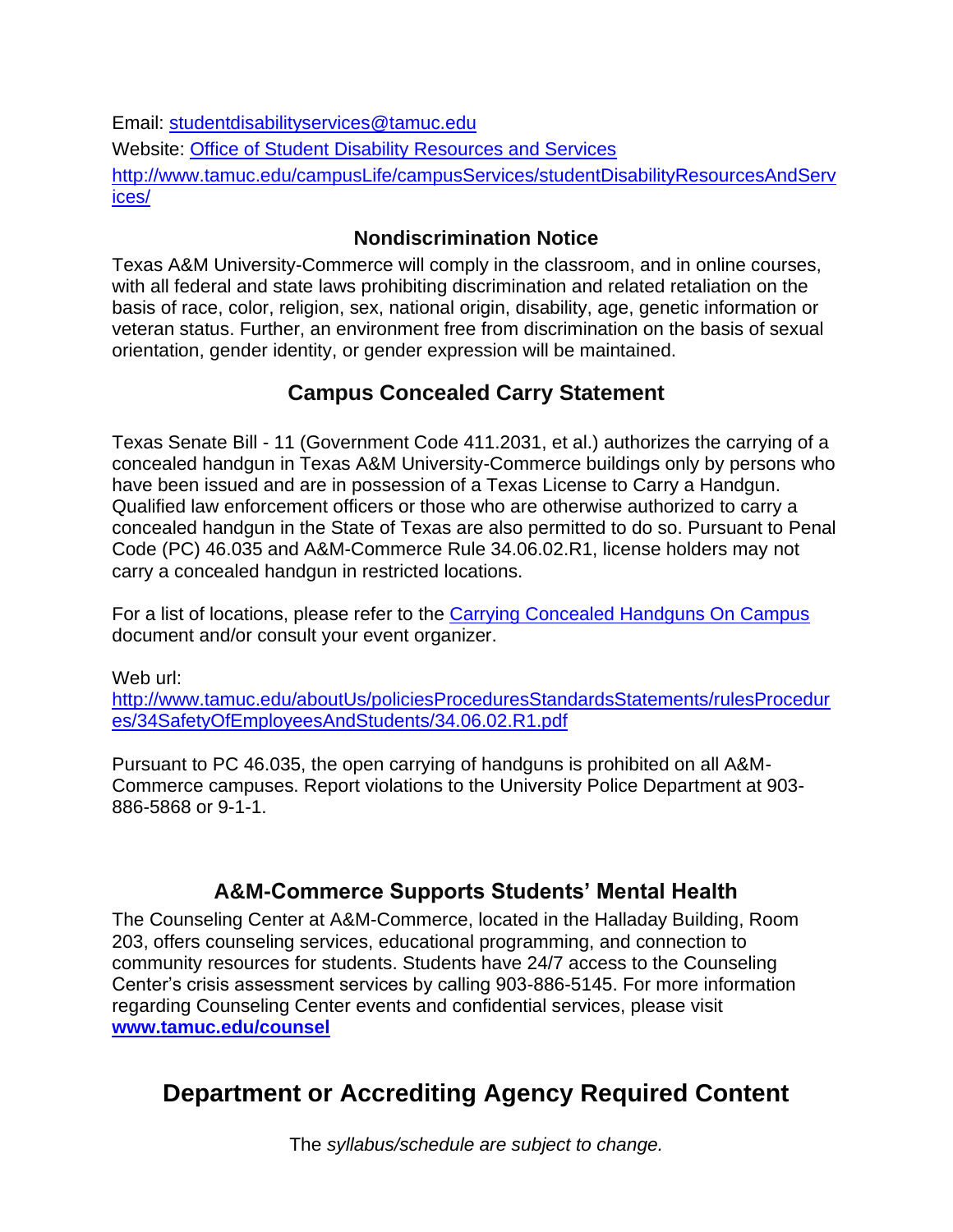Email: [studentdisabilityservices@tamuc.edu](mailto:studentdisabilityservices@tamuc.edu)

Website: [Office of Student Disability Resources and Services](http://www.tamuc.edu/campusLife/campusServices/studentDisabilityResourcesAndServices/)

[http://www.tamuc.edu/campusLife/campusServices/studentDisabilityResourcesAndServices/](http://www.tamuc.edu/campusLife/campusServices/studentDisabilityResourcesAndServices/)

### Nondiscrimination Notice

Texas A&M University-Commerce will comply in the classroom, and in online courses, with all federal and state laws prohibiting discrimination and related retaliation on the basis of race, color, religion, sex, national origin, disability, age, genetic information or veteran status. Further, an environment free from discrimination on the basis of sexual orientation, gender identity, or gender expression will be maintained.

## Campus Concealed Carry Statement

Texas Senate Bill - 11 (Government Code 411.2031, et al.) authorizes the carrying of a concealed handgun in Texas A&M University-Commerce buildings only by persons who have been issued and are in possession of a Texas License to Carry a Handgun. Qualified law enforcement officers or those who are otherwise authorized to carry a concealed handgun in the State of Texas are also permitted to do so. Pursuant to Penal Code (PC) 46.035 and A&M-Commerce Rule 34.06.02.R1, license holders may not carry a concealed handgun in restricted locations.

For a list of locations, please refer to the [Carrying Concealed Handguns On Campus](http://www.tamuc.edu/aboutUs/policiesProceduresStandardsStatements/rulesProcedures/34SafetyOfEmployeesAndStudents/34.06.02.R1.pdf) document and/or consult your event organizer.

Web url:
[http://www.tamuc.edu/aboutUs/policiesProceduresStandardsStatements/rulesProcedures/34SafetyOfEmployeesAndStudents/34.06.02.R1.pdf](http://www.tamuc.edu/aboutUs/policiesProceduresStandardsStatements/rulesProcedures/34SafetyOfEmployeesAndStudents/34.06.02.R1.pdf)

Pursuant to PC 46.035, the open carrying of handguns is prohibited on all A&M-Commerce campuses. Report violations to the University Police Department at 903-886-5868 or 9-1-1.

## A&M-Commerce Supports Students' Mental Health

The Counseling Center at A&M-Commerce, located in the Halladay Building, Room 203, offers counseling services, educational programming, and connection to community resources for students. Students have 24/7 access to the Counseling Center's crisis assessment services by calling 903-886-5145. For more information regarding Counseling Center events and confidential services, please visit **[www.tamuc.edu/counsel](http://www.tamuc.edu/counsel)**

# Department or Accrediting Agency Required Content

The *syllabus/schedule are subject to change.*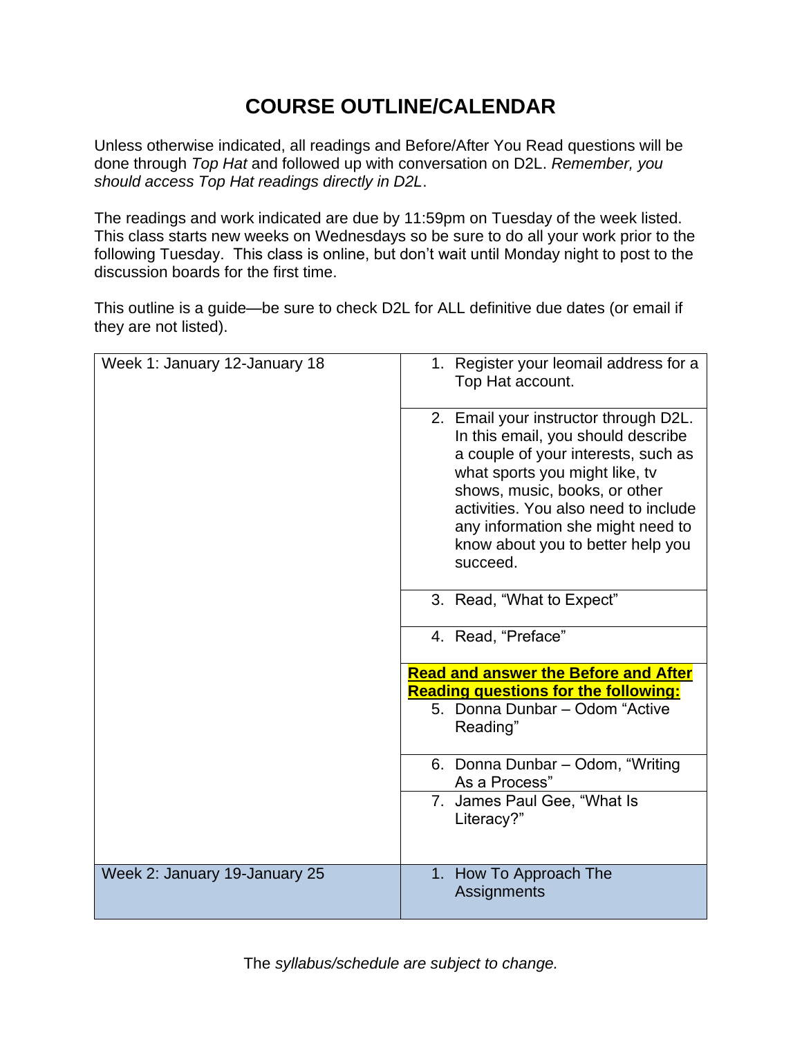# COURSE OUTLINE/CALENDAR

Unless otherwise indicated, all readings and Before/After You Read questions will be done through *Top Hat* and followed up with conversation on D2L. *Remember, you should access Top Hat readings directly in D2L*.

The readings and work indicated are due by 11:59pm on Tuesday of the week listed. This class starts new weeks on Wednesdays so be sure to do all your work prior to the following Tuesday. This class is online, but don't wait until Monday night to post to the discussion boards for the first time.

This outline is a guide—be sure to check D2L for ALL definitive due dates (or email if they are not listed).

| Week | Work |
|---|---|
| Week 1: January 12-January 18 | 1. Register your leomail address for a Top Hat account. |
| | 2. Email your instructor through D2L. In this email, you should describe a couple of your interests, such as what sports you might like, tv shows, music, books, or other activities. You also need to include any information she might need to know about you to better help you succeed. |
| | 3. Read, "What to Expect" |
| | 4. Read, "Preface" |
| | **Read and answer the Before and After Reading questions for the following:** 5. Donna Dunbar – Odom "Active Reading" |
| | 6. Donna Dunbar – Odom, "Writing As a Process" |
| | 7. James Paul Gee, "What Is Literacy?" |
| Week 2: January 19-January 25 | 1. How To Approach The Assignments |

The *syllabus/schedule are subject to change.*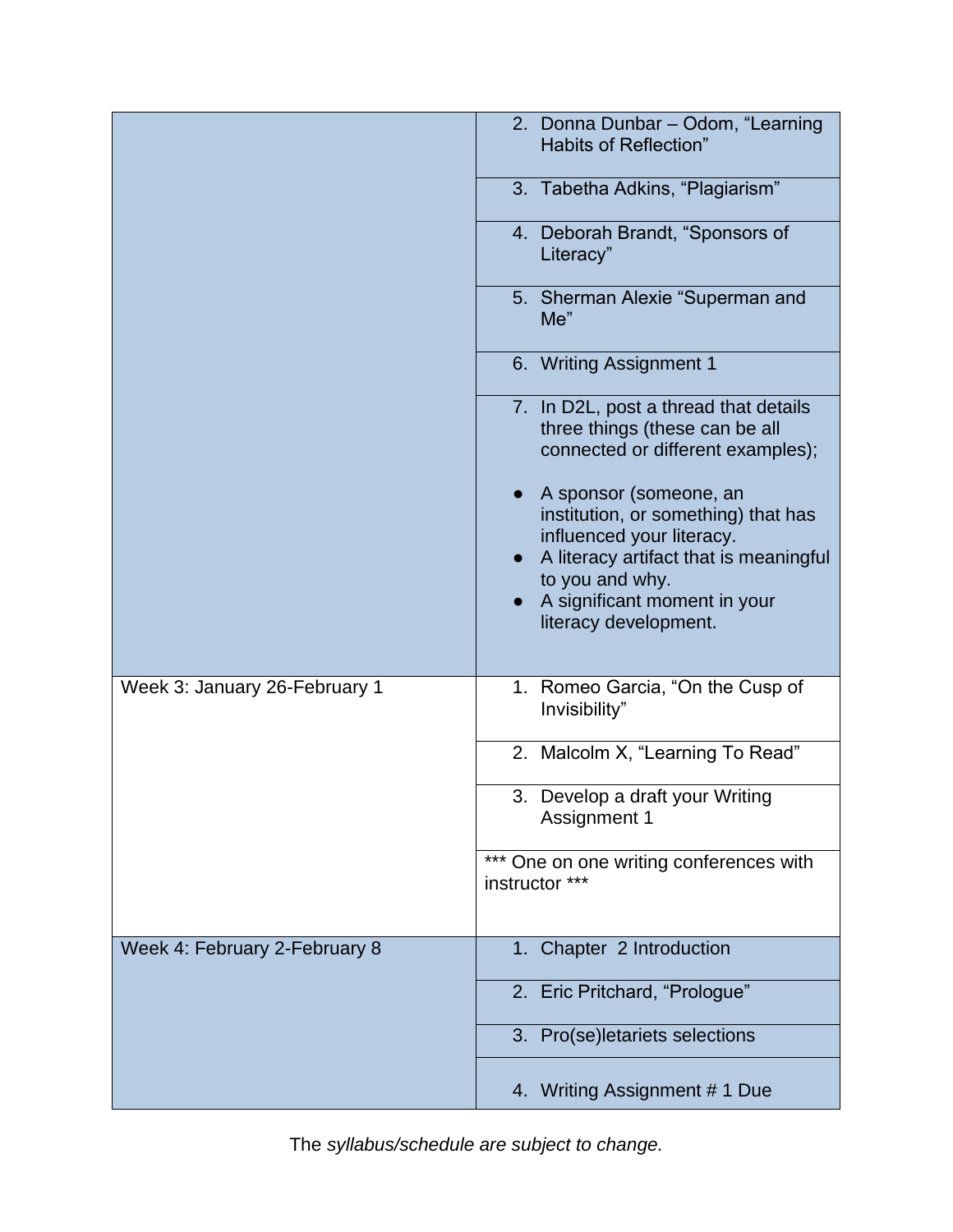| | |
|---|---|
| | 2. Donna Dunbar – Odom, "Learning Habits of Reflection" |
| | 3. Tabetha Adkins, "Plagiarism" |
| | 4. Deborah Brandt, "Sponsors of Literacy" |
| | 5. Sherman Alexie "Superman and Me" |
| | 6. Writing Assignment 1 |
| | 7. In D2L, post a thread that details three things (these can be all connected or different examples); <br> ● A sponsor (someone, an institution, or something) that has influenced your literacy. <br> ● A literacy artifact that is meaningful to you and why. <br> ● A significant moment in your literacy development. |
| Week 3: January 26-February 1 | 1. Romeo Garcia, "On the Cusp of Invisibility" |
| | 2. Malcolm X, "Learning To Read" |
| | 3. Develop a draft your Writing Assignment 1 |
| | *** One on one writing conferences with instructor *** |
| Week 4: February 2-February 8 | 1. Chapter 2 Introduction |
| | 2. Eric Pritchard, "Prologue" |
| | 3. Pro(se)letariets selections |
| | 4. Writing Assignment # 1 Due |

The *syllabus/schedule are subject to change.*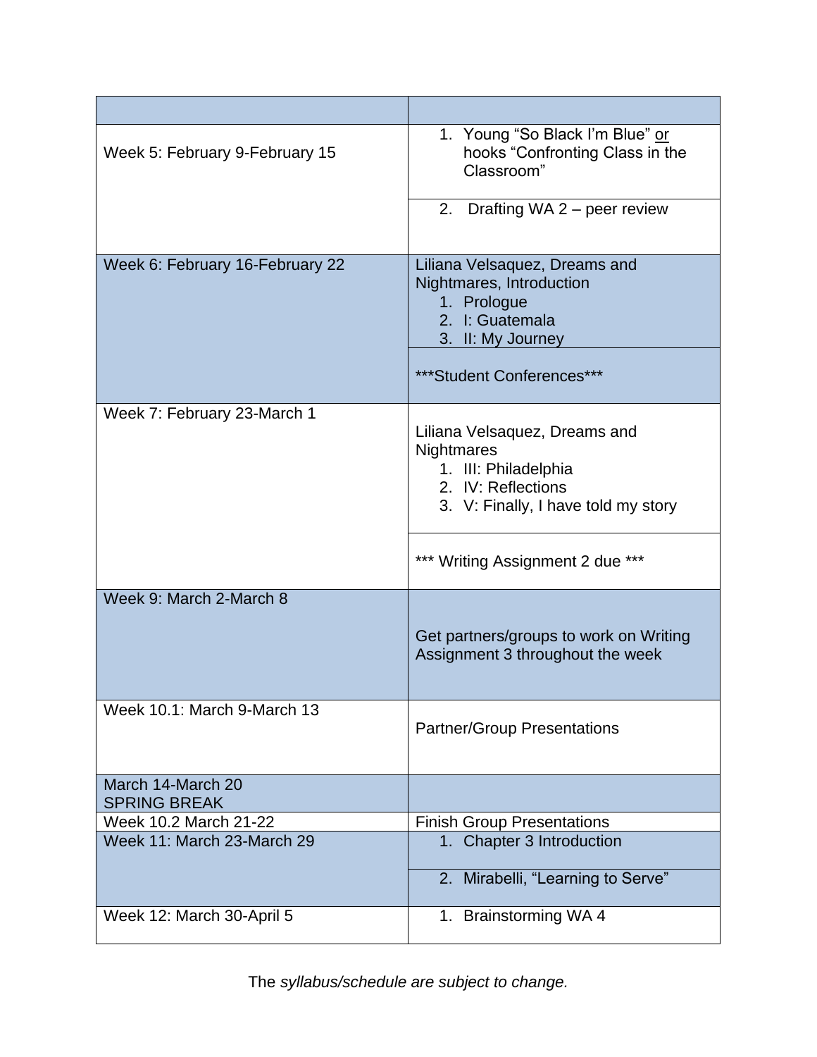| | |
|---|---|
| Week 5: February 9-February 15 | 1. Young "So Black I'm Blue" <u>or</u> hooks "Confronting Class in the Classroom"<br><br>2. Drafting WA 2 – peer review |
| Week 6: February 16-February 22 | Liliana Velsaquez, Dreams and Nightmares, Introduction<br>1. Prologue<br>2. I: Guatemala<br>3. II: My Journey<br><br>\*\*\*Student Conferences\*\*\* |
| Week 7: February 23-March 1 | Liliana Velsaquez, Dreams and Nightmares<br>1. III: Philadelphia<br>2. IV: Reflections<br>3. V: Finally, I have told my story<br><br>\*\*\* Writing Assignment 2 due \*\*\* |
| Week 9: March 2-March 8 | Get partners/groups to work on Writing Assignment 3 throughout the week |
| Week 10.1: March 9-March 13 | Partner/Group Presentations |
| March 14-March 20<br>SPRING BREAK | |
| Week 10.2 March 21-22 | Finish Group Presentations |
| Week 11: March 23-March 29 | 1. Chapter 3 Introduction<br><br>2. Mirabelli, "Learning to Serve" |
| Week 12: March 30-April 5 | 1. Brainstorming WA 4 |

The *syllabus/schedule are subject to change.*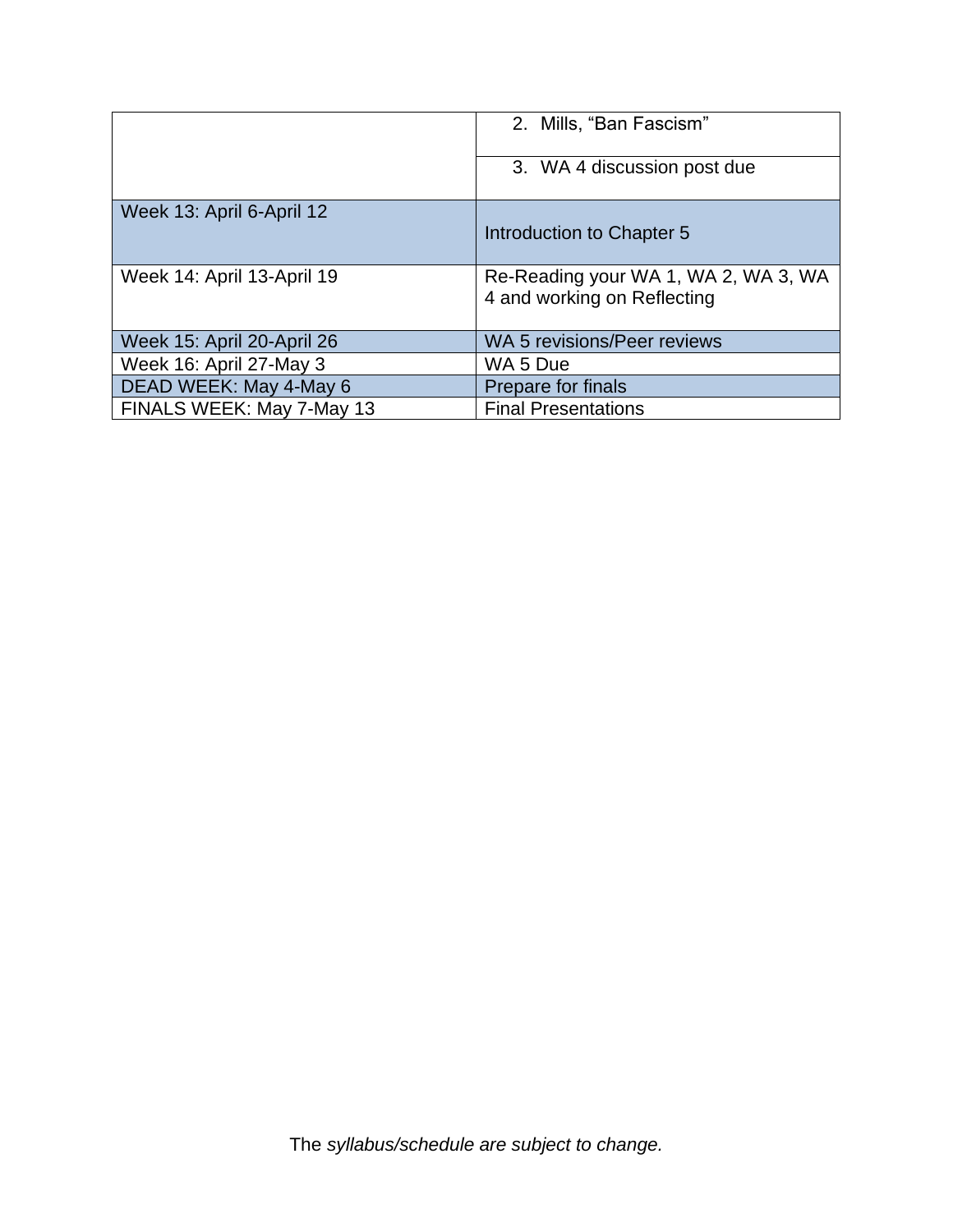| | |
|---|---|
| | 2. Mills, “Ban Fascism” |
| | 3. WA 4 discussion post due |
| Week 13: April 6-April 12 | Introduction to Chapter 5 |
| Week 14: April 13-April 19 | Re-Reading your WA 1, WA 2, WA 3, WA 4 and working on Reflecting |
| Week 15: April 20-April 26 | WA 5 revisions/Peer reviews |
| Week 16: April 27-May 3 | WA 5 Due |
| DEAD WEEK: May 4-May 6 | Prepare for finals |
| FINALS WEEK: May 7-May 13 | Final Presentations |

The *syllabus/schedule are subject to change.*